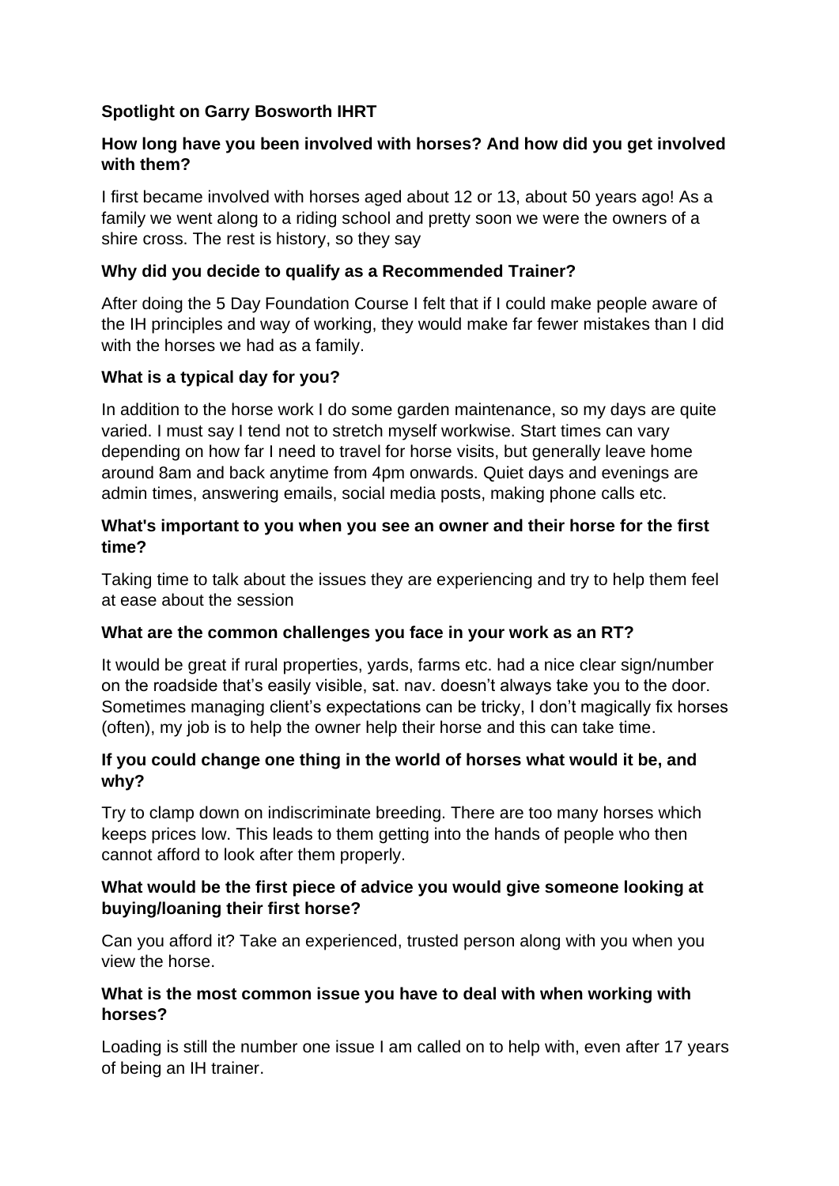# Spotlight on Garry Bosworth IHRT

**How long have you been involved with horses? And how did you get involved with them?**

I first became involved with horses aged about 12 or 13, about 50 years ago! As a family we went along to a riding school and pretty soon we were the owners of a shire cross. The rest is history, so they say

**Why did you decide to qualify as a Recommended Trainer?**

After doing the 5 Day Foundation Course I felt that if I could make people aware of the IH principles and way of working, they would make far fewer mistakes than I did with the horses we had as a family.

**What is a typical day for you?**

In addition to the horse work I do some garden maintenance, so my days are quite varied. I must say I tend not to stretch myself workwise. Start times can vary depending on how far I need to travel for horse visits, but generally leave home around 8am and back anytime from 4pm onwards. Quiet days and evenings are admin times, answering emails, social media posts, making phone calls etc.

**What's important to you when you see an owner and their horse for the first time?**

Taking time to talk about the issues they are experiencing and try to help them feel at ease about the session

**What are the common challenges you face in your work as an RT?**

It would be great if rural properties, yards, farms etc. had a nice clear sign/number on the roadside that's easily visible, sat. nav. doesn't always take you to the door. Sometimes managing client's expectations can be tricky, I don't magically fix horses (often), my job is to help the owner help their horse and this can take time.

**If you could change one thing in the world of horses what would it be, and why?**

Try to clamp down on indiscriminate breeding. There are too many horses which keeps prices low. This leads to them getting into the hands of people who then cannot afford to look after them properly.

**What would be the first piece of advice you would give someone looking at buying/loaning their first horse?**

Can you afford it? Take an experienced, trusted person along with you when you view the horse.

**What is the most common issue you have to deal with when working with horses?**

Loading is still the number one issue I am called on to help with, even after 17 years of being an IH trainer.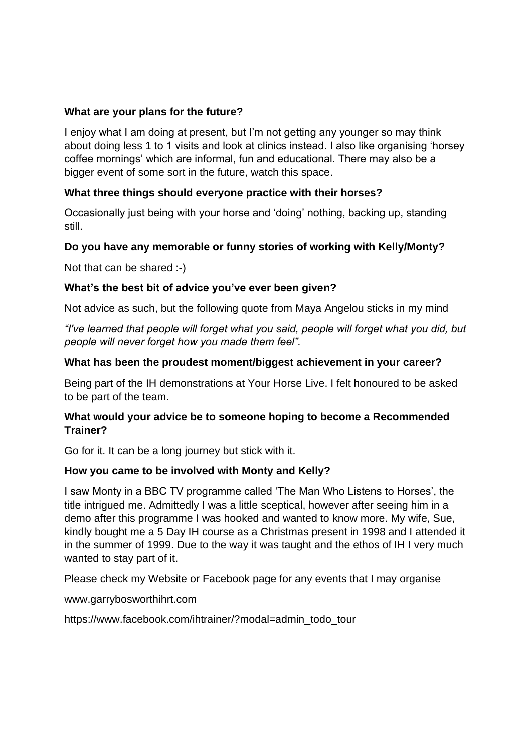**What are your plans for the future?**

I enjoy what I am doing at present, but I'm not getting any younger so may think about doing less 1 to 1 visits and look at clinics instead. I also like organising 'horsey coffee mornings' which are informal, fun and educational. There may also be a bigger event of some sort in the future, watch this space.

**What three things should everyone practice with their horses?**

Occasionally just being with your horse and 'doing' nothing, backing up, standing still.

**Do you have any memorable or funny stories of working with Kelly/Monty?**

Not that can be shared :-)

**What's the best bit of advice you've ever been given?**

Not advice as such, but the following quote from Maya Angelou sticks in my mind

*"I've learned that people will forget what you said, people will forget what you did, but people will never forget how you made them feel".*

**What has been the proudest moment/biggest achievement in your career?**

Being part of the IH demonstrations at Your Horse Live. I felt honoured to be asked to be part of the team.

**What would your advice be to someone hoping to become a Recommended Trainer?**

Go for it. It can be a long journey but stick with it.

**How you came to be involved with Monty and Kelly?**

I saw Monty in a BBC TV programme called 'The Man Who Listens to Horses', the title intrigued me. Admittedly I was a little sceptical, however after seeing him in a demo after this programme I was hooked and wanted to know more. My wife, Sue, kindly bought me a 5 Day IH course as a Christmas present in 1998 and I attended it in the summer of 1999. Due to the way it was taught and the ethos of IH I very much wanted to stay part of it.

Please check my Website or Facebook page for any events that I may organise

www.garrybosworthihrt.com

https://www.facebook.com/ihtrainer/?modal=admin_todo_tour